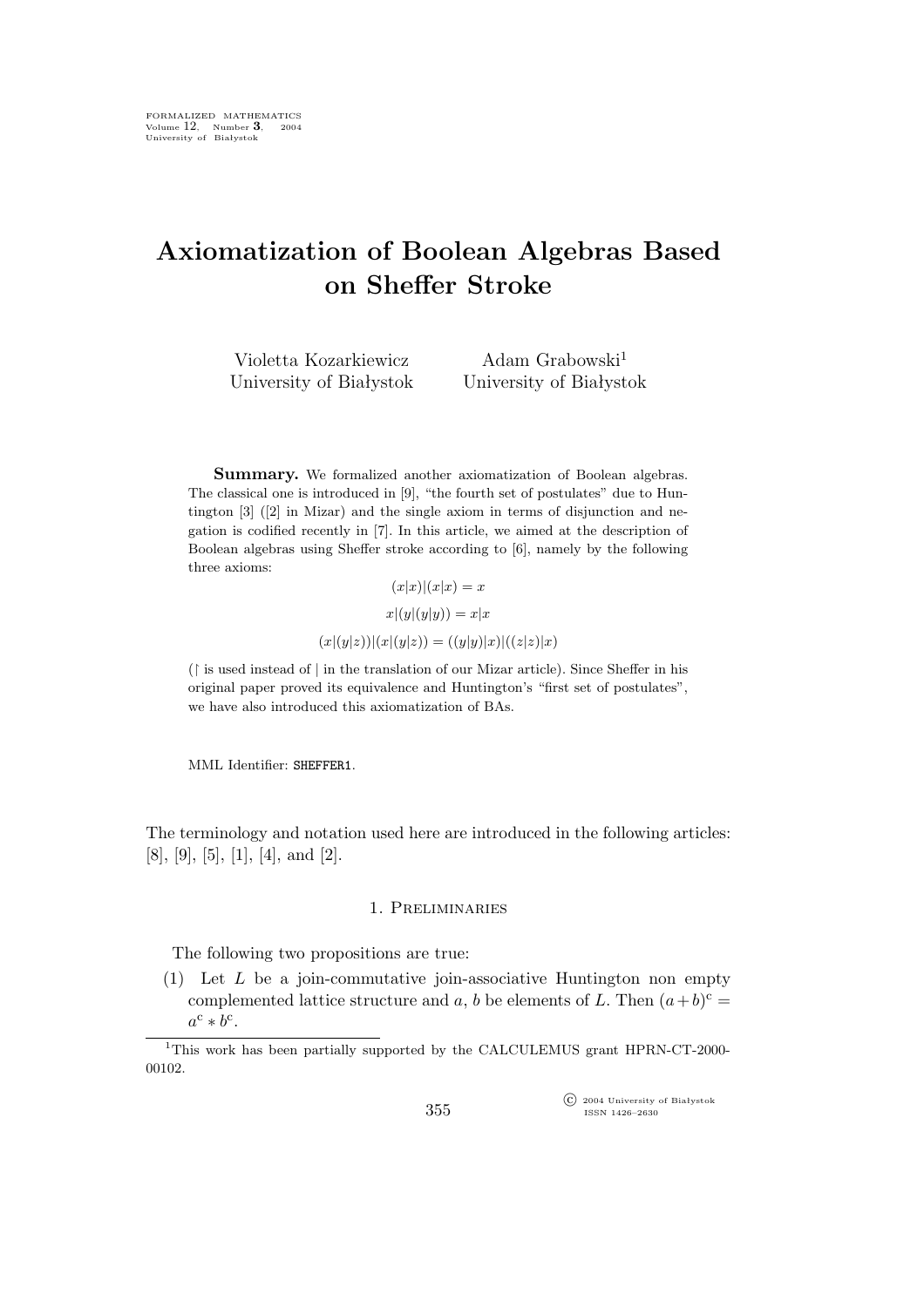# Axiomatization of Boolean Algebras Based on Sheffer Stroke

Violetta Kozarkiewicz
University of Białystok

Adam Grabowski[1]
University of Białystok

**Summary.** We formalized another axiomatization of Boolean algebras. The classical one is introduced in [9], "the fourth set of postulates" due to Huntington [3] ([2] in Mizar) and the single axiom in terms of disjunction and negation is codified recently in [7]. In this article, we aimed at the description of Boolean algebras using Sheffer stroke according to [6], namely by the following three axioms:

$$(x|x)|(x|x) = x$$

$$x|(y|(y|y)) = x|x$$

$$(x|(y|z))|(x|(y|z)) = ((y|y)|x)|((z|z)|x)$$

($\restriction$ is used instead of $|$ in the translation of our Mizar article). Since Sheffer in his original paper proved its equivalence and Huntington's "first set of postulates", we have also introduced this axiomatization of BAs.

MML Identifier: SHEFFER1.

The terminology and notation used here are introduced in the following articles: [8], [9], [5], [1], [4], and [2].

## 1. Preliminaries

The following two propositions are true:

(1) Let $L$ be a join-commutative join-associative Huntington non empty complemented lattice structure and $a$, $b$ be elements of $L$. Then $(a+b)^{\mathrm{c}} = a^{\mathrm{c}} * b^{\mathrm{c}}$.

[1] This work has been partially supported by the CALCULEMUS grant HPRN-CT-2000-00102.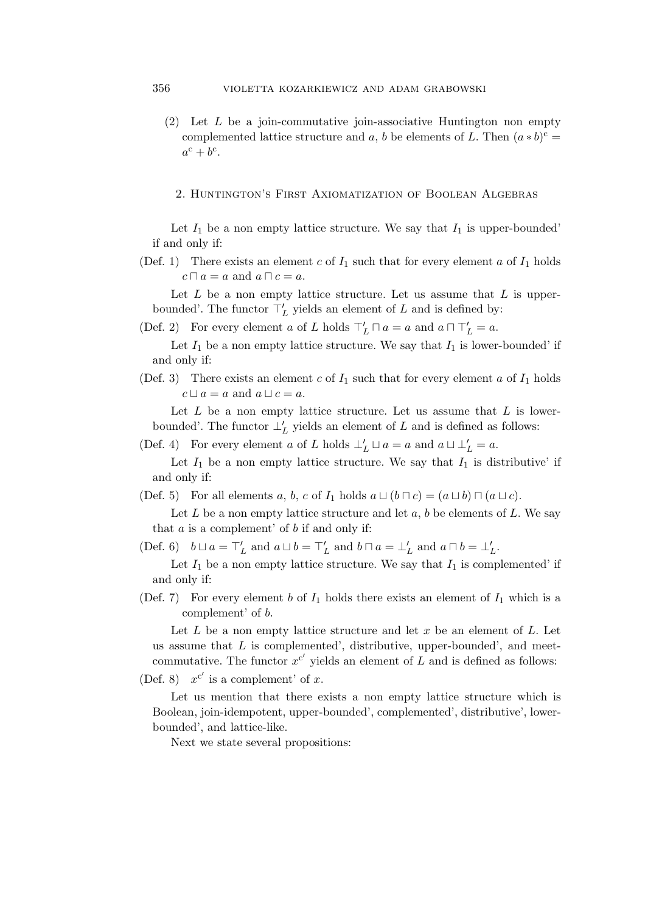(2) Let $L$ be a join-commutative join-associative Huntington non empty complemented lattice structure and $a$, $b$ be elements of $L$. Then $(a * b)^{\rm c} = a^{\rm c} + b^{\rm c}$.

## 2. Huntington's First Axiomatization of Boolean Algebras

Let $I_1$ be a non empty lattice structure. We say that $I_1$ is upper-bounded' if and only if:

(Def. 1) There exists an element $c$ of $I_1$ such that for every element $a$ of $I_1$ holds $c \sqcap a = a$ and $a \sqcap c = a$.

Let $L$ be a non empty lattice structure. Let us assume that $L$ is upper-bounded'. The functor $\top'_L$ yields an element of $L$ and is defined by:

(Def. 2) For every element $a$ of $L$ holds $\top'_L \sqcap a = a$ and $a \sqcap \top'_L = a$.

Let $I_1$ be a non empty lattice structure. We say that $I_1$ is lower-bounded' if and only if:

(Def. 3) There exists an element $c$ of $I_1$ such that for every element $a$ of $I_1$ holds $c \sqcup a = a$ and $a \sqcup c = a$.

Let $L$ be a non empty lattice structure. Let us assume that $L$ is lower-bounded'. The functor $\bot'_L$ yields an element of $L$ and is defined as follows:

(Def. 4) For every element $a$ of $L$ holds $\bot'_L \sqcup a = a$ and $a \sqcup \bot'_L = a$.

Let $I_1$ be a non empty lattice structure. We say that $I_1$ is distributive' if and only if:

(Def. 5) For all elements $a$, $b$, $c$ of $I_1$ holds $a \sqcup (b \sqcap c) = (a \sqcup b) \sqcap (a \sqcup c)$.

Let $L$ be a non empty lattice structure and let $a$, $b$ be elements of $L$. We say that $a$ is a complement' of $b$ if and only if:

(Def. 6) $b \sqcup a = \top'_L$ and $a \sqcup b = \top'_L$ and $b \sqcap a = \bot'_L$ and $a \sqcap b = \bot'_L$.

Let $I_1$ be a non empty lattice structure. We say that $I_1$ is complemented' if and only if:

(Def. 7) For every element $b$ of $I_1$ holds there exists an element of $I_1$ which is a complement' of $b$.

Let $L$ be a non empty lattice structure and let $x$ be an element of $L$. Let us assume that $L$ is complemented', distributive, upper-bounded', and meet-commutative. The functor $x^{{\rm c}'}$ yields an element of $L$ and is defined as follows:

(Def. 8) $x^{{\rm c}'}$ is a complement' of $x$.

Let us mention that there exists a non empty lattice structure which is Boolean, join-idempotent, upper-bounded', complemented', distributive', lower-bounded', and lattice-like.

Next we state several propositions: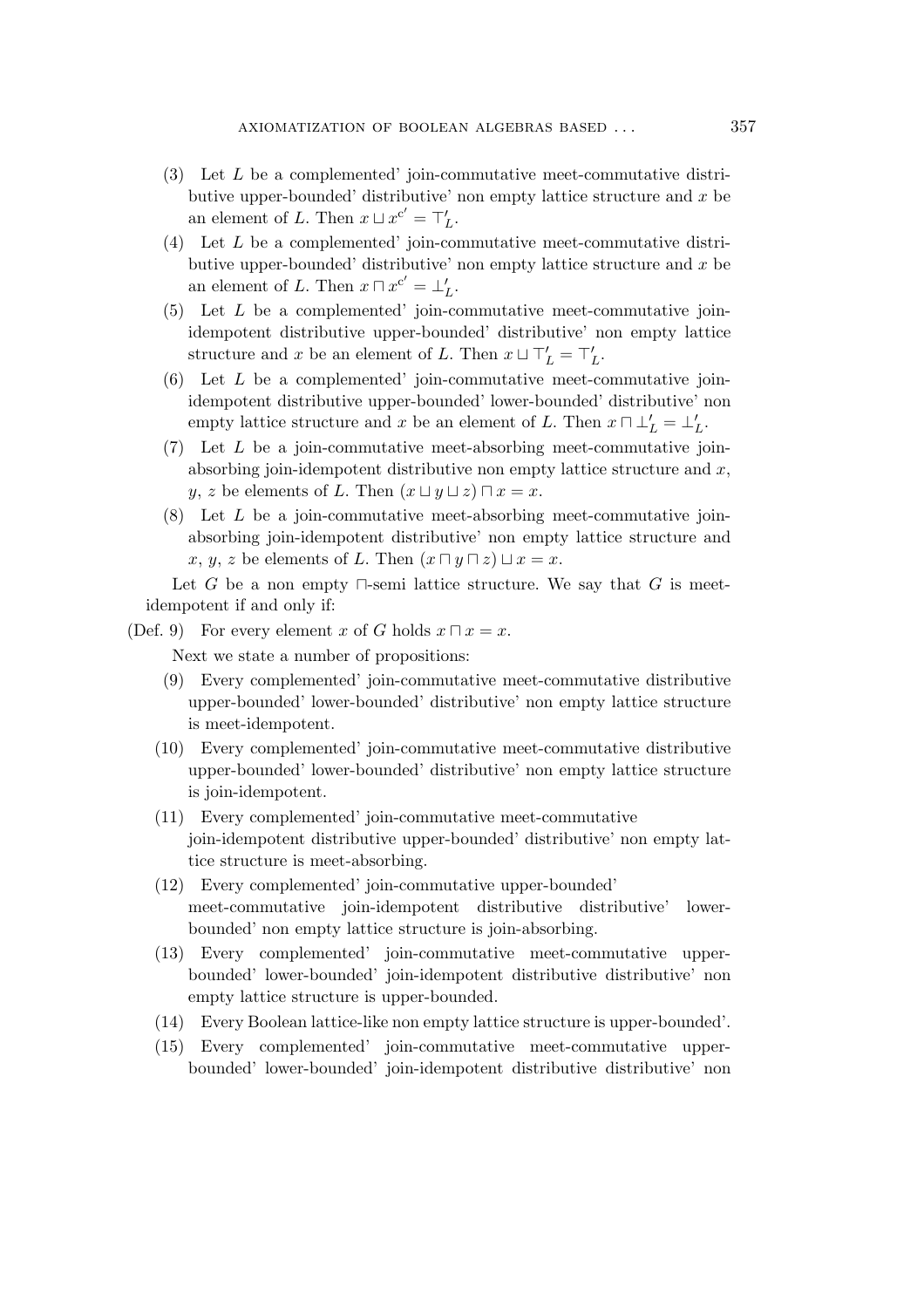(3) Let $L$ be a complemented' join-commutative meet-commutative distributive upper-bounded' distributive' non empty lattice structure and $x$ be an element of $L$. Then $x \sqcup x^{c'} = \top'_L$.

(4) Let $L$ be a complemented' join-commutative meet-commutative distributive upper-bounded' distributive' non empty lattice structure and $x$ be an element of $L$. Then $x \sqcap x^{c'} = \bot'_L$.

(5) Let $L$ be a complemented' join-commutative meet-commutative join-idempotent distributive upper-bounded' distributive' non empty lattice structure and $x$ be an element of $L$. Then $x \sqcup \top'_L = \top'_L$.

(6) Let $L$ be a complemented' join-commutative meet-commutative join-idempotent distributive upper-bounded' lower-bounded' distributive' non empty lattice structure and $x$ be an element of $L$. Then $x \sqcap \bot'_L = \bot'_L$.

(7) Let $L$ be a join-commutative meet-absorbing meet-commutative join-absorbing join-idempotent distributive non empty lattice structure and $x$, $y$, $z$ be elements of $L$. Then $(x \sqcup y \sqcup z) \sqcap x = x$.

(8) Let $L$ be a join-commutative meet-absorbing meet-commutative join-absorbing join-idempotent distributive' non empty lattice structure and $x$, $y$, $z$ be elements of $L$. Then $(x \sqcap y \sqcap z) \sqcup x = x$.

Let $G$ be a non empty $\sqcap$-semi lattice structure. We say that $G$ is meet-idempotent if and only if:

(Def. 9) For every element $x$ of $G$ holds $x \sqcap x = x$.

Next we state a number of propositions:

(9) Every complemented' join-commutative meet-commutative distributive upper-bounded' lower-bounded' distributive' non empty lattice structure is meet-idempotent.

(10) Every complemented' join-commutative meet-commutative distributive upper-bounded' lower-bounded' distributive' non empty lattice structure is join-idempotent.

(11) Every complemented' join-commutative meet-commutative join-idempotent distributive upper-bounded' distributive' non empty lattice structure is meet-absorbing.

(12) Every complemented' join-commutative upper-bounded' meet-commutative join-idempotent distributive distributive' lower-bounded' non empty lattice structure is join-absorbing.

(13) Every complemented' join-commutative meet-commutative upper-bounded' lower-bounded' join-idempotent distributive distributive' non empty lattice structure is upper-bounded.

(14) Every Boolean lattice-like non empty lattice structure is upper-bounded'.

(15) Every complemented' join-commutative meet-commutative upper-bounded' lower-bounded' join-idempotent distributive distributive' non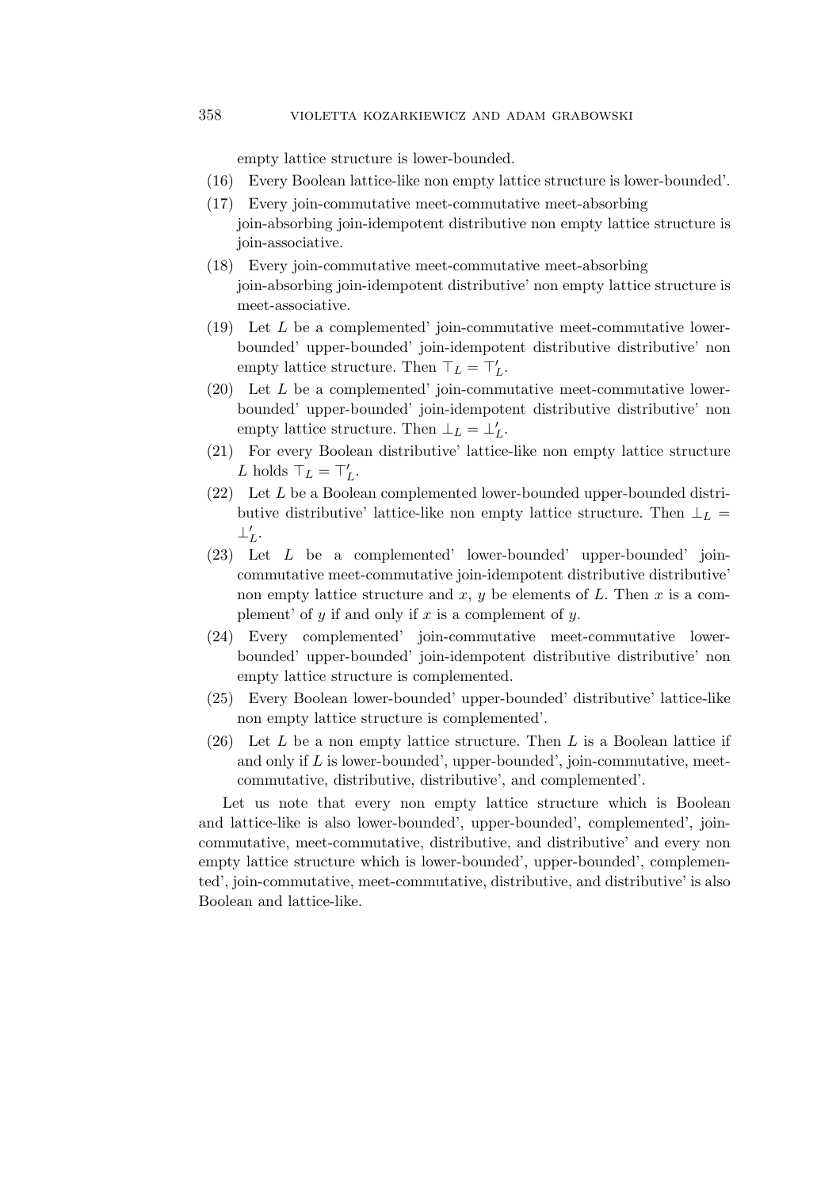empty lattice structure is lower-bounded.

(16) Every Boolean lattice-like non empty lattice structure is lower-bounded'.

(17) Every join-commutative meet-commutative meet-absorbing join-absorbing join-idempotent distributive non empty lattice structure is join-associative.

(18) Every join-commutative meet-commutative meet-absorbing join-absorbing join-idempotent distributive' non empty lattice structure is meet-associative.

(19) Let $L$ be a complemented' join-commutative meet-commutative lower-bounded' upper-bounded' join-idempotent distributive distributive' non empty lattice structure. Then $\top_L = \top'_L$.

(20) Let $L$ be a complemented' join-commutative meet-commutative lower-bounded' upper-bounded' join-idempotent distributive distributive' non empty lattice structure. Then $\bot_L = \bot'_L$.

(21) For every Boolean distributive' lattice-like non empty lattice structure $L$ holds $\top_L = \top'_L$.

(22) Let $L$ be a Boolean complemented lower-bounded upper-bounded distributive distributive' lattice-like non empty lattice structure. Then $\bot_L = \bot'_L$.

(23) Let $L$ be a complemented' lower-bounded' upper-bounded' join-commutative meet-commutative join-idempotent distributive distributive' non empty lattice structure and $x$, $y$ be elements of $L$. Then $x$ is a complement' of $y$ if and only if $x$ is a complement of $y$.

(24) Every complemented' join-commutative meet-commutative lower-bounded' upper-bounded' join-idempotent distributive distributive' non empty lattice structure is complemented.

(25) Every Boolean lower-bounded' upper-bounded' distributive' lattice-like non empty lattice structure is complemented'.

(26) Let $L$ be a non empty lattice structure. Then $L$ is a Boolean lattice if and only if $L$ is lower-bounded', upper-bounded', join-commutative, meet-commutative, distributive, distributive', and complemented'.

Let us note that every non empty lattice structure which is Boolean and lattice-like is also lower-bounded', upper-bounded', complemented', join-commutative, meet-commutative, distributive, and distributive' and every non empty lattice structure which is lower-bounded', upper-bounded', complemented', join-commutative, meet-commutative, distributive, and distributive' is also Boolean and lattice-like.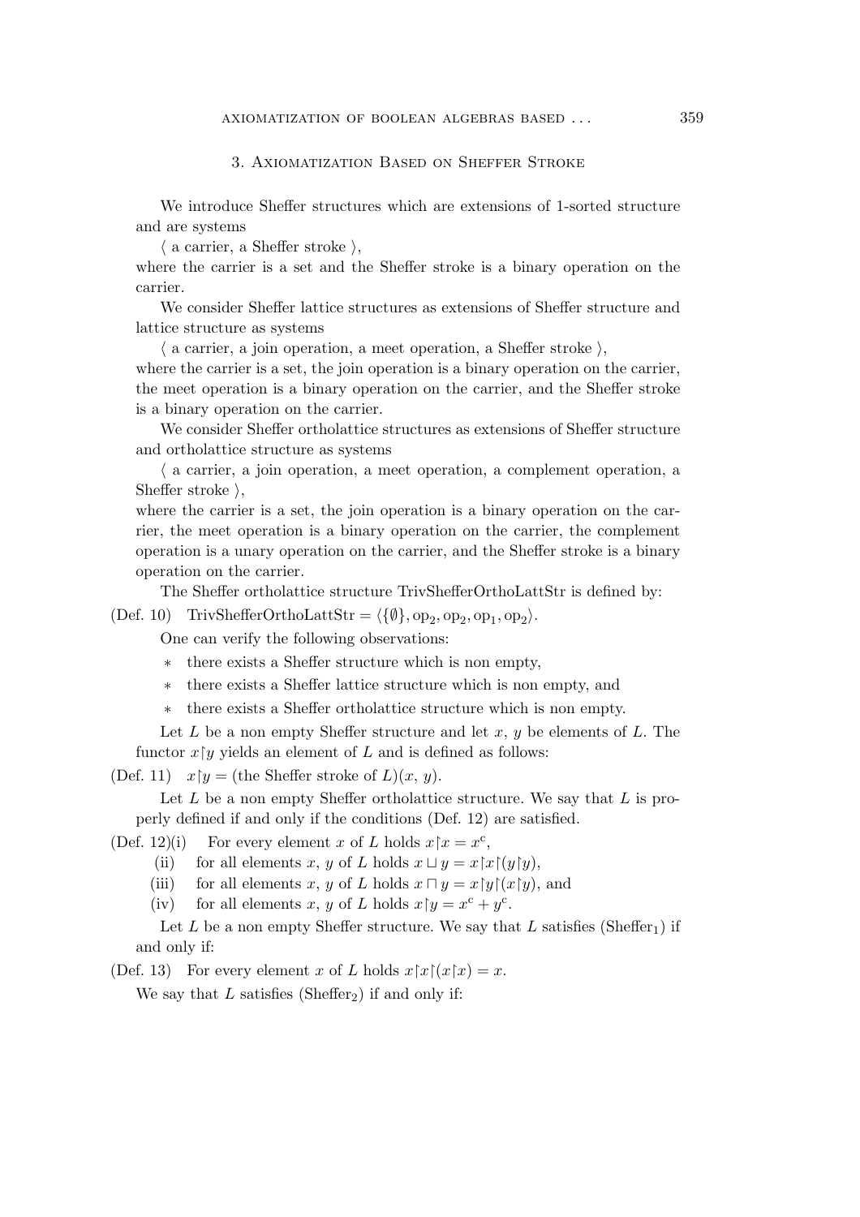## 3. Axiomatization Based on Sheffer Stroke

We introduce Sheffer structures which are extensions of 1-sorted structure and are systems

⟨ a carrier, a Sheffer stroke ⟩,

where the carrier is a set and the Sheffer stroke is a binary operation on the carrier.

We consider Sheffer lattice structures as extensions of Sheffer structure and lattice structure as systems

⟨ a carrier, a join operation, a meet operation, a Sheffer stroke ⟩,

where the carrier is a set, the join operation is a binary operation on the carrier, the meet operation is a binary operation on the carrier, and the Sheffer stroke is a binary operation on the carrier.

We consider Sheffer ortholattice structures as extensions of Sheffer structure and ortholattice structure as systems

⟨ a carrier, a join operation, a meet operation, a complement operation, a Sheffer stroke ⟩,

where the carrier is a set, the join operation is a binary operation on the carrier, the meet operation is a binary operation on the carrier, the complement operation is a unary operation on the carrier, and the Sheffer stroke is a binary operation on the carrier.

The Sheffer ortholattice structure TrivShefferOrthoLattStr is defined by:

(Def. 10) TrivShefferOrthoLattStr $= \langle \{\emptyset\}, \mathrm{op}_2, \mathrm{op}_2, \mathrm{op}_1, \mathrm{op}_2 \rangle$.

One can verify the following observations:

* there exists a Sheffer structure which is non empty,
* there exists a Sheffer lattice structure which is non empty, and
* there exists a Sheffer ortholattice structure which is non empty.

Let $L$ be a non empty Sheffer structure and let $x$, $y$ be elements of $L$. The functor $x \upharpoonleft y$ yields an element of $L$ and is defined as follows:

(Def. 11) $x \upharpoonleft y =$ (the Sheffer stroke of $L$)$(x, y)$.

Let $L$ be a non empty Sheffer ortholattice structure. We say that $L$ is properly defined if and only if the conditions (Def. 12) are satisfied.

(Def. 12)(i) For every element $x$ of $L$ holds $x \upharpoonleft x = x^{\mathrm{c}}$,

(ii) for all elements $x$, $y$ of $L$ holds $x \sqcup y = x \upharpoonleft x \upharpoonleft (y \upharpoonleft y)$,

(iii) for all elements $x$, $y$ of $L$ holds $x \sqcap y = x \upharpoonleft y \upharpoonleft (x \upharpoonleft y)$, and

(iv) for all elements $x$, $y$ of $L$ holds $x \upharpoonleft y = x^{\mathrm{c}} + y^{\mathrm{c}}$.

Let $L$ be a non empty Sheffer structure. We say that $L$ satisfies (Sheffer$_1$) if and only if:

(Def. 13) For every element $x$ of $L$ holds $x \upharpoonleft x \upharpoonleft (x \upharpoonleft x) = x$.

We say that $L$ satisfies (Sheffer$_2$) if and only if: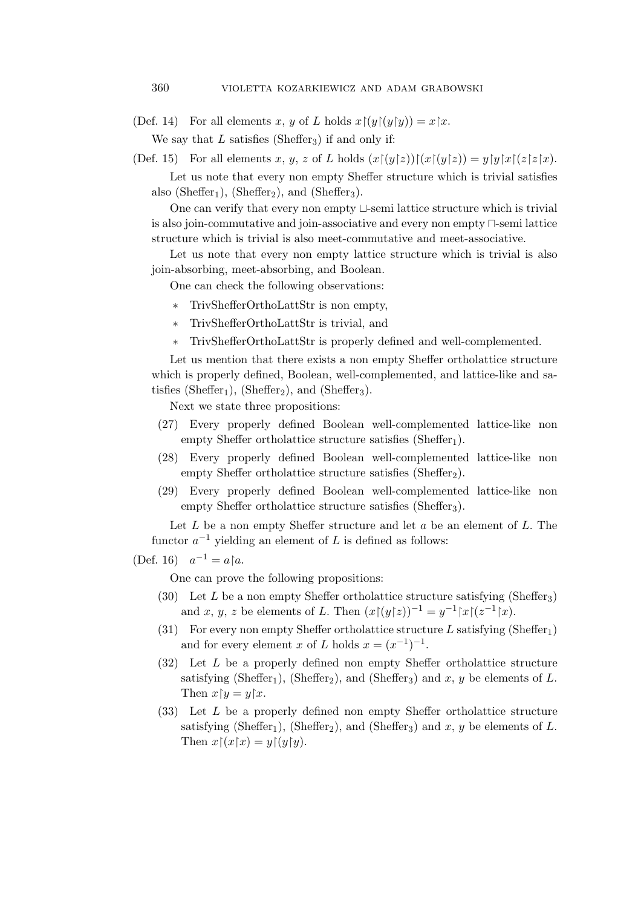(Def. 14) For all elements $x$, $y$ of $L$ holds $x|(y|(y|y)) = x|x$.

We say that $L$ satisfies (Sheffer$_3$) if and only if:

(Def. 15) For all elements $x$, $y$, $z$ of $L$ holds $(x|(y|z))|(x|(y|z)) = y|y|x|(z|z|x)$.

Let us note that every non empty Sheffer structure which is trivial satisfies also (Sheffer$_1$), (Sheffer$_2$), and (Sheffer$_3$).

One can verify that every non empty $\sqcup$-semi lattice structure which is trivial is also join-commutative and join-associative and every non empty $\sqcap$-semi lattice structure which is trivial is also meet-commutative and meet-associative.

Let us note that every non empty lattice structure which is trivial is also join-absorbing, meet-absorbing, and Boolean.

One can check the following observations:

- TrivShefferOrthoLattStr is non empty,
- TrivShefferOrthoLattStr is trivial, and
- TrivShefferOrthoLattStr is properly defined and well-complemented.

Let us mention that there exists a non empty Sheffer ortholattice structure which is properly defined, Boolean, well-complemented, and lattice-like and satisfies (Sheffer$_1$), (Sheffer$_2$), and (Sheffer$_3$).

Next we state three propositions:

(27) Every properly defined Boolean well-complemented lattice-like non empty Sheffer ortholattice structure satisfies (Sheffer$_1$).

(28) Every properly defined Boolean well-complemented lattice-like non empty Sheffer ortholattice structure satisfies (Sheffer$_2$).

(29) Every properly defined Boolean well-complemented lattice-like non empty Sheffer ortholattice structure satisfies (Sheffer$_3$).

Let $L$ be a non empty Sheffer structure and let $a$ be an element of $L$. The functor $a^{-1}$ yielding an element of $L$ is defined as follows:

(Def. 16) $a^{-1} = a|a$.

One can prove the following propositions:

(30) Let $L$ be a non empty Sheffer ortholattice structure satisfying (Sheffer$_3$) and $x$, $y$, $z$ be elements of $L$. Then $(x|(y|z))^{-1} = y^{-1}|x|(z^{-1}|x)$.

(31) For every non empty Sheffer ortholattice structure $L$ satisfying (Sheffer$_1$) and for every element $x$ of $L$ holds $x = (x^{-1})^{-1}$.

(32) Let $L$ be a properly defined non empty Sheffer ortholattice structure satisfying (Sheffer$_1$), (Sheffer$_2$), and (Sheffer$_3$) and $x$, $y$ be elements of $L$. Then $x|y = y|x$.

(33) Let $L$ be a properly defined non empty Sheffer ortholattice structure satisfying (Sheffer$_1$), (Sheffer$_2$), and (Sheffer$_3$) and $x$, $y$ be elements of $L$. Then $x|(x|x) = y|(y|y)$.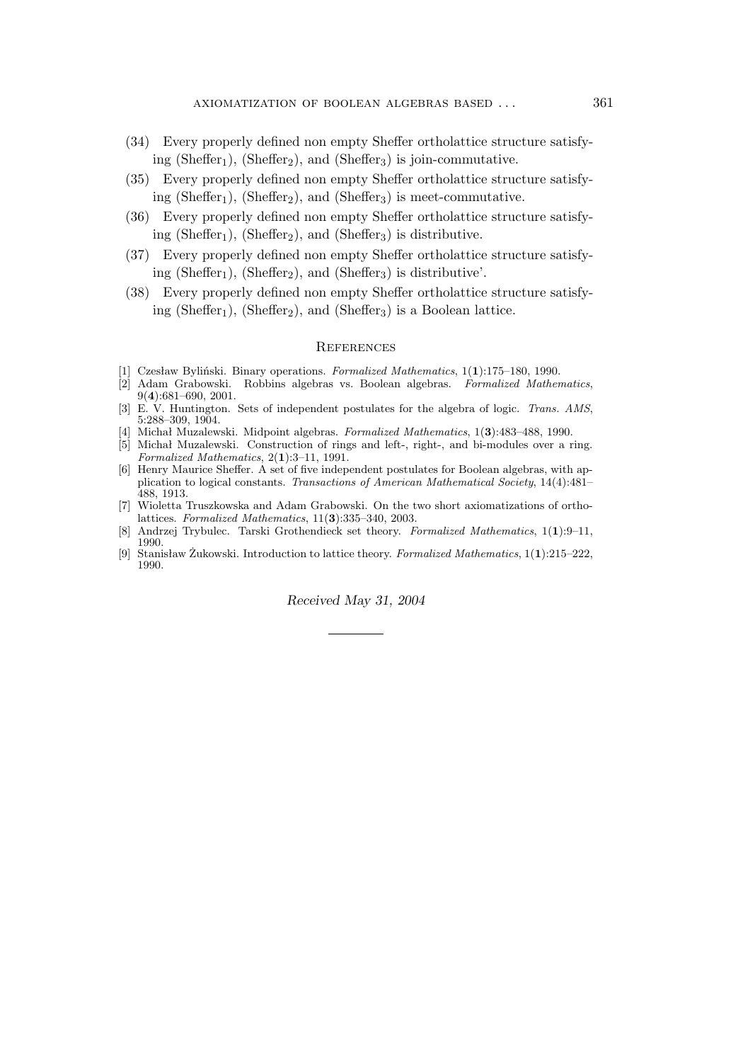(34) Every properly defined non empty Sheffer ortholattice structure satisfying ($\text{Sheffer}_1$), ($\text{Sheffer}_2$), and ($\text{Sheffer}_3$) is join-commutative.

(35) Every properly defined non empty Sheffer ortholattice structure satisfying ($\text{Sheffer}_1$), ($\text{Sheffer}_2$), and ($\text{Sheffer}_3$) is meet-commutative.

(36) Every properly defined non empty Sheffer ortholattice structure satisfying ($\text{Sheffer}_1$), ($\text{Sheffer}_2$), and ($\text{Sheffer}_3$) is distributive.

(37) Every properly defined non empty Sheffer ortholattice structure satisfying ($\text{Sheffer}_1$), ($\text{Sheffer}_2$), and ($\text{Sheffer}_3$) is distributive'.

(38) Every properly defined non empty Sheffer ortholattice structure satisfying ($\text{Sheffer}_1$), ($\text{Sheffer}_2$), and ($\text{Sheffer}_3$) is a Boolean lattice.

## References

[1] Czesław Byliński. Binary operations. *Formalized Mathematics*, 1(**1**):175–180, 1990.

[2] Adam Grabowski. Robbins algebras vs. Boolean algebras. *Formalized Mathematics*, 9(**4**):681–690, 2001.

[3] E. V. Huntington. Sets of independent postulates for the algebra of logic. *Trans. AMS*, 5:288–309, 1904.

[4] Michał Muzalewski. Midpoint algebras. *Formalized Mathematics*, 1(**3**):483–488, 1990.

[5] Michał Muzalewski. Construction of rings and left-, right-, and bi-modules over a ring. *Formalized Mathematics*, 2(**1**):3–11, 1991.

[6] Henry Maurice Sheffer. A set of five independent postulates for Boolean algebras, with application to logical constants. *Transactions of American Mathematical Society*, 14(4):481–488, 1913.

[7] Wioletta Truszkowska and Adam Grabowski. On the two short axiomatizations of ortholattices. *Formalized Mathematics*, 11(**3**):335–340, 2003.

[8] Andrzej Trybulec. Tarski Grothendieck set theory. *Formalized Mathematics*, 1(**1**):9–11, 1990.

[9] Stanisław Żukowski. Introduction to lattice theory. *Formalized Mathematics*, 1(**1**):215–222, 1990.

*Received May 31, 2004*